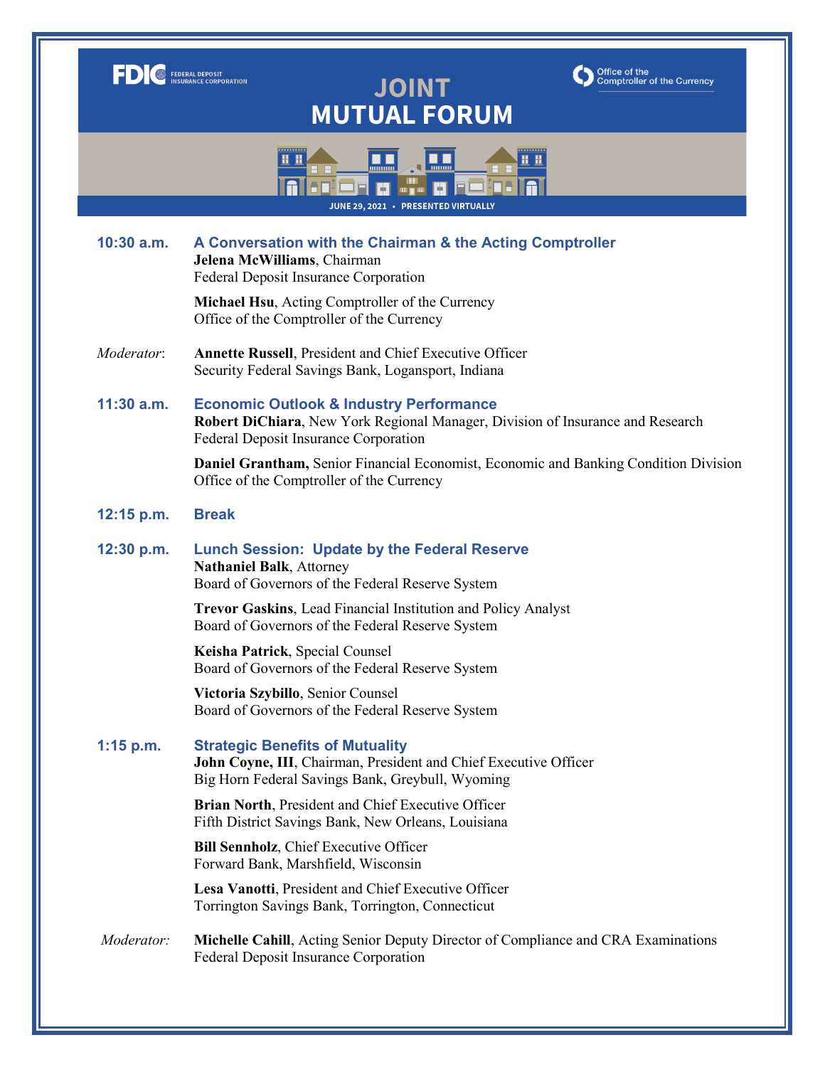FDIC FEDERAL DEPOSIT INSURANCE CORPORATION

Office of the Comptroller of the Currency

# JOINT MUTUAL FORUM

JUNE 29, 2021 • PRESENTED VIRTUALLY

**10:30 a.m.** **A Conversation with the Chairman & the Acting Comptroller**

**Jelena McWilliams**, Chairman
Federal Deposit Insurance Corporation

**Michael Hsu**, Acting Comptroller of the Currency
Office of the Comptroller of the Currency

*Moderator*: **Annette Russell**, President and Chief Executive Officer
Security Federal Savings Bank, Logansport, Indiana

**11:30 a.m.** **Economic Outlook & Industry Performance**

**Robert DiChiara**, New York Regional Manager, Division of Insurance and Research
Federal Deposit Insurance Corporation

**Daniel Grantham,** Senior Financial Economist, Economic and Banking Condition Division
Office of the Comptroller of the Currency

**12:15 p.m.** **Break**

**12:30 p.m.** **Lunch Session: Update by the Federal Reserve**

**Nathaniel Balk**, Attorney
Board of Governors of the Federal Reserve System

**Trevor Gaskins**, Lead Financial Institution and Policy Analyst
Board of Governors of the Federal Reserve System

**Keisha Patrick**, Special Counsel
Board of Governors of the Federal Reserve System

**Victoria Szybillo**, Senior Counsel
Board of Governors of the Federal Reserve System

**1:15 p.m.** **Strategic Benefits of Mutuality**

**John Coyne, III**, Chairman, President and Chief Executive Officer
Big Horn Federal Savings Bank, Greybull, Wyoming

**Brian North**, President and Chief Executive Officer
Fifth District Savings Bank, New Orleans, Louisiana

**Bill Sennholz**, Chief Executive Officer
Forward Bank, Marshfield, Wisconsin

**Lesa Vanotti**, President and Chief Executive Officer
Torrington Savings Bank, Torrington, Connecticut

*Moderator:* **Michelle Cahill**, Acting Senior Deputy Director of Compliance and CRA Examinations
Federal Deposit Insurance Corporation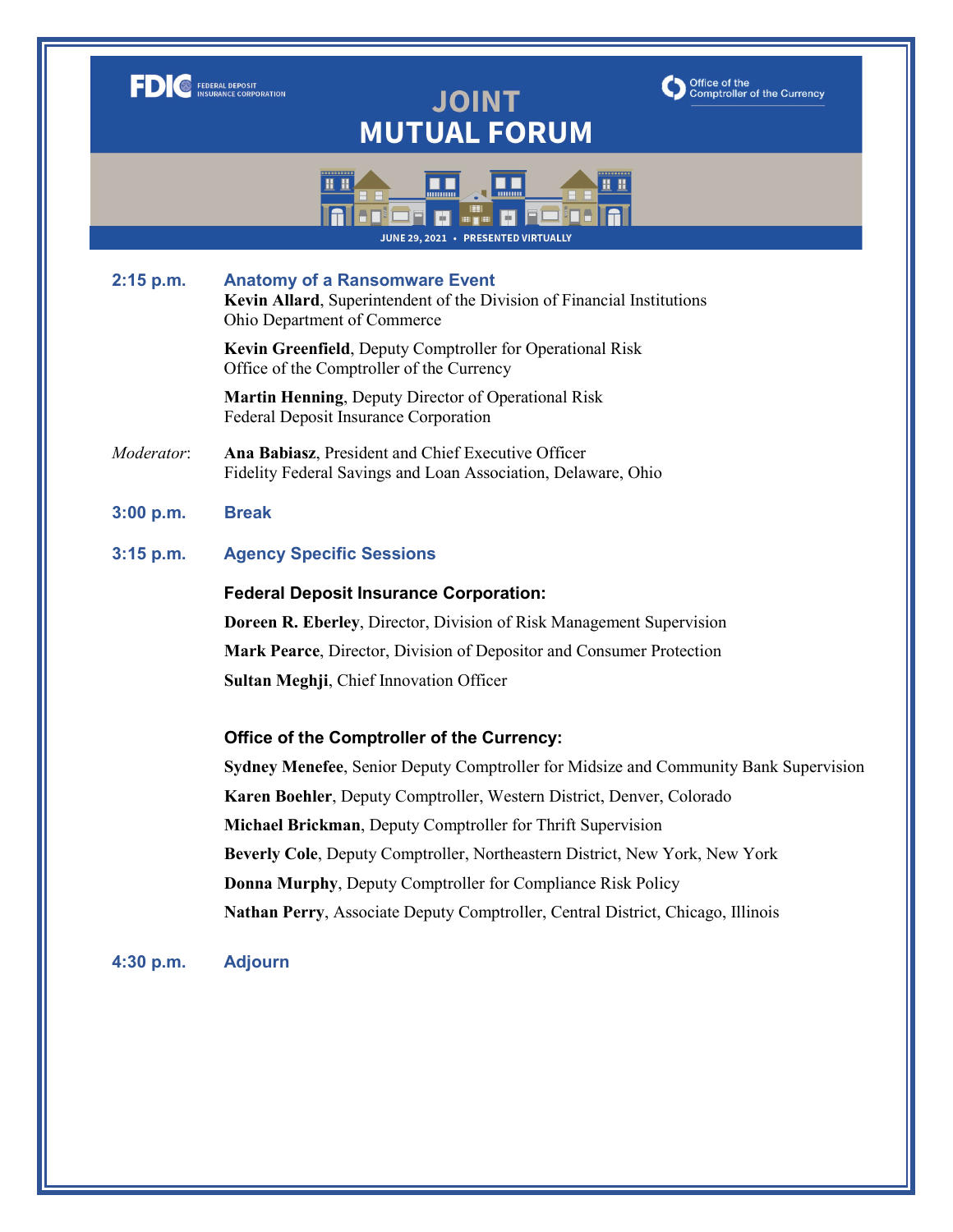FDIC FEDERAL DEPOSIT INSURANCE CORPORATION

Office of the Comptroller of the Currency

# JOINT MUTUAL FORUM

JUNE 29, 2021 • PRESENTED VIRTUALLY

**2:15 p.m.** **Anatomy of a Ransomware Event**

**Kevin Allard**, Superintendent of the Division of Financial Institutions
Ohio Department of Commerce

**Kevin Greenfield**, Deputy Comptroller for Operational Risk
Office of the Comptroller of the Currency

**Martin Henning**, Deputy Director of Operational Risk
Federal Deposit Insurance Corporation

*Moderator*: **Ana Babiasz**, President and Chief Executive Officer
Fidelity Federal Savings and Loan Association, Delaware, Ohio

**3:00 p.m.** **Break**

**3:15 p.m.** **Agency Specific Sessions**

**Federal Deposit Insurance Corporation:**

**Doreen R. Eberley**, Director, Division of Risk Management Supervision

**Mark Pearce**, Director, Division of Depositor and Consumer Protection

**Sultan Meghji**, Chief Innovation Officer

**Office of the Comptroller of the Currency:**

**Sydney Menefee**, Senior Deputy Comptroller for Midsize and Community Bank Supervision

**Karen Boehler**, Deputy Comptroller, Western District, Denver, Colorado

**Michael Brickman**, Deputy Comptroller for Thrift Supervision

**Beverly Cole**, Deputy Comptroller, Northeastern District, New York, New York

**Donna Murphy**, Deputy Comptroller for Compliance Risk Policy

**Nathan Perry**, Associate Deputy Comptroller, Central District, Chicago, Illinois

**4:30 p.m.** **Adjourn**